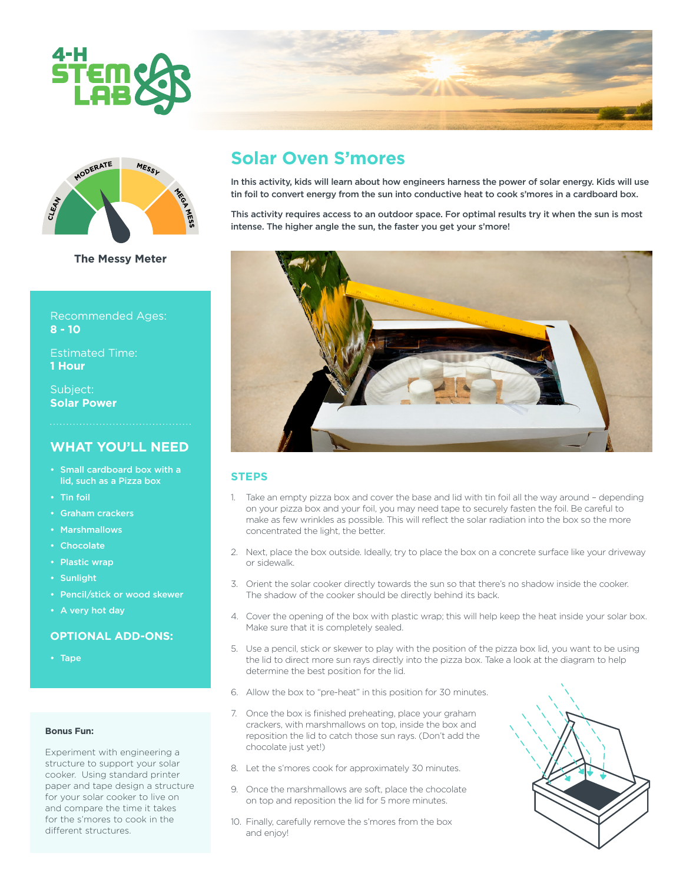# Solar Oven S'mores

**In this activity, kids will learn about how engineers harness the power of solar energy. Kids will use tin foil to convert energy from the sun into conductive heat to cook s'mores in a cardboard box.**

**This activity requires access to an outdoor space. For optimal results try it when the sun is most intense. The higher angle the sun, the faster you get your s'more!**

The Messy Meter

Recommended Ages:
**8 - 10**

Estimated Time:
**1 Hour**

Subject:
**Solar Power**

## WHAT YOU'LL NEED

- Small cardboard box with a lid, such as a Pizza box
- Tin foil
- Graham crackers
- Marshmallows
- Chocolate
- Plastic wrap
- Sunlight
- Pencil/stick or wood skewer
- A very hot day

## OPTIONAL ADD-ONS:

- Tape

**Bonus Fun:**

Experiment with engineering a structure to support your solar cooker. Using standard printer paper and tape design a structure for your solar cooker to live on and compare the time it takes for the s'mores to cook in the different structures.

## STEPS

1. Take an empty pizza box and cover the base and lid with tin foil all the way around – depending on your pizza box and your foil, you may need tape to securely fasten the foil. Be careful to make as few wrinkles as possible. This will reflect the solar radiation into the box so the more concentrated the light, the better.
2. Next, place the box outside. Ideally, try to place the box on a concrete surface like your driveway or sidewalk.
3. Orient the solar cooker directly towards the sun so that there's no shadow inside the cooker. The shadow of the cooker should be directly behind its back.
4. Cover the opening of the box with plastic wrap; this will help keep the heat inside your solar box. Make sure that it is completely sealed.
5. Use a pencil, stick or skewer to play with the position of the pizza box lid, you want to be using the lid to direct more sun rays directly into the pizza box. Take a look at the diagram to help determine the best position for the lid.
6. Allow the box to "pre-heat" in this position for 30 minutes.
7. Once the box is finished preheating, place your graham crackers, with marshmallows on top, inside the box and reposition the lid to catch those sun rays. (Don't add the chocolate just yet!)
8. Let the s'mores cook for approximately 30 minutes.
9. Once the marshmallows are soft, place the chocolate on top and reposition the lid for 5 more minutes.
10. Finally, carefully remove the s'mores from the box and enjoy!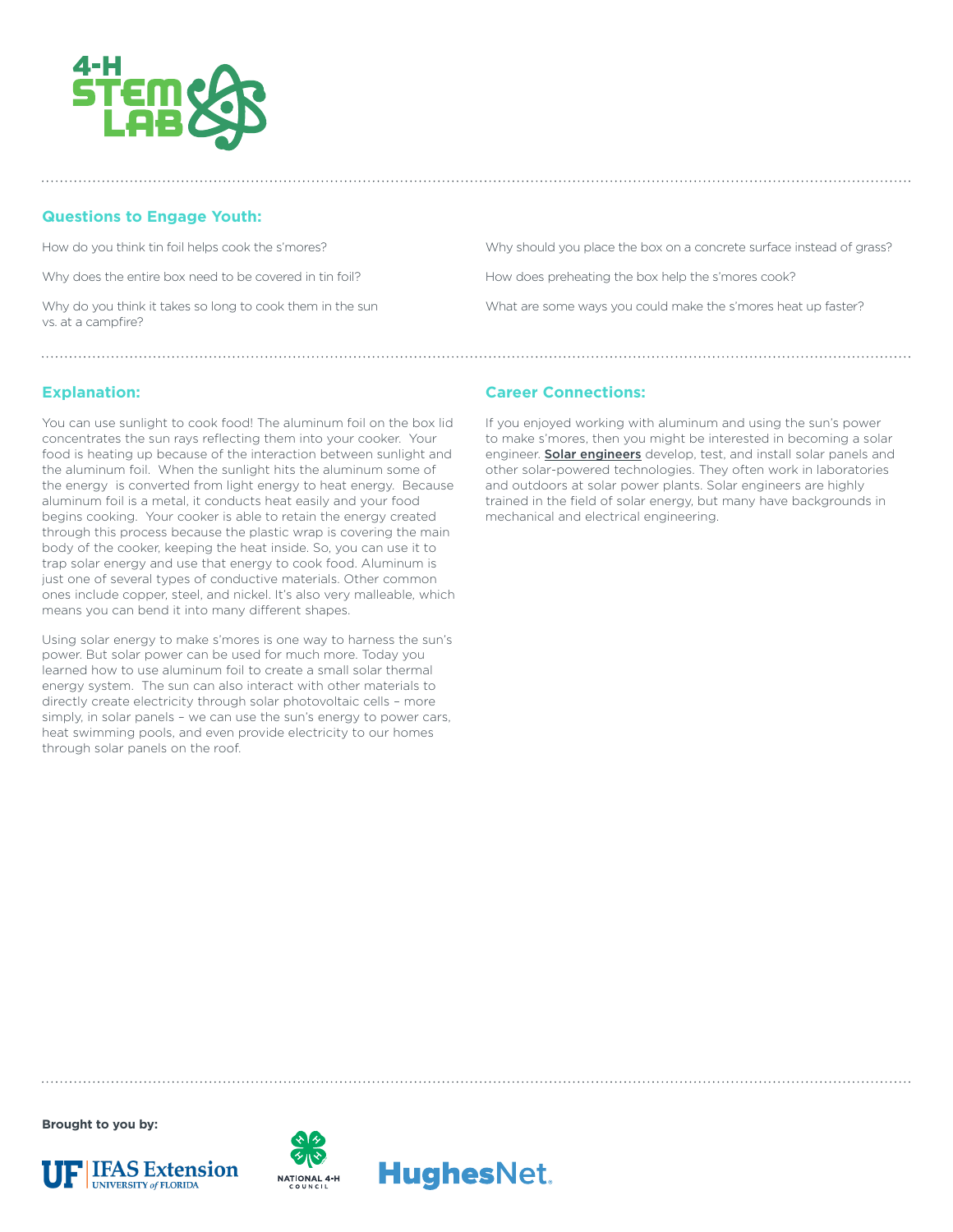## Questions to Engage Youth:

How do you think tin foil helps cook the s'mores?

Why does the entire box need to be covered in tin foil?

Why do you think it takes so long to cook them in the sun vs. at a campfire?

Why should you place the box on a concrete surface instead of grass?

How does preheating the box help the s'mores cook?

What are some ways you could make the s'mores heat up faster?

## Explanation:

You can use sunlight to cook food! The aluminum foil on the box lid concentrates the sun rays reflecting them into your cooker. Your food is heating up because of the interaction between sunlight and the aluminum foil. When the sunlight hits the aluminum some of the energy is converted from light energy to heat energy. Because aluminum foil is a metal, it conducts heat easily and your food begins cooking. Your cooker is able to retain the energy created through this process because the plastic wrap is covering the main body of the cooker, keeping the heat inside. So, you can use it to trap solar energy and use that energy to cook food. Aluminum is just one of several types of conductive materials. Other common ones include copper, steel, and nickel. It's also very malleable, which means you can bend it into many different shapes.

Using solar energy to make s'mores is one way to harness the sun's power. But solar power can be used for much more. Today you learned how to use aluminum foil to create a small solar thermal energy system. The sun can also interact with other materials to directly create electricity through solar photovoltaic cells – more simply, in solar panels – we can use the sun's energy to power cars, heat swimming pools, and even provide electricity to our homes through solar panels on the roof.

## Career Connections:

If you enjoyed working with aluminum and using the sun's power to make s'mores, then you might be interested in becoming a solar engineer. **Solar engineers** develop, test, and install solar panels and other solar-powered technologies. They often work in laboratories and outdoors at solar power plants. Solar engineers are highly trained in the field of solar energy, but many have backgrounds in mechanical and electrical engineering.

**Brought to you by:**

UF IFAS Extension UNIVERSITY of FLORIDA

NATIONAL 4-H COUNCIL

HughesNet.